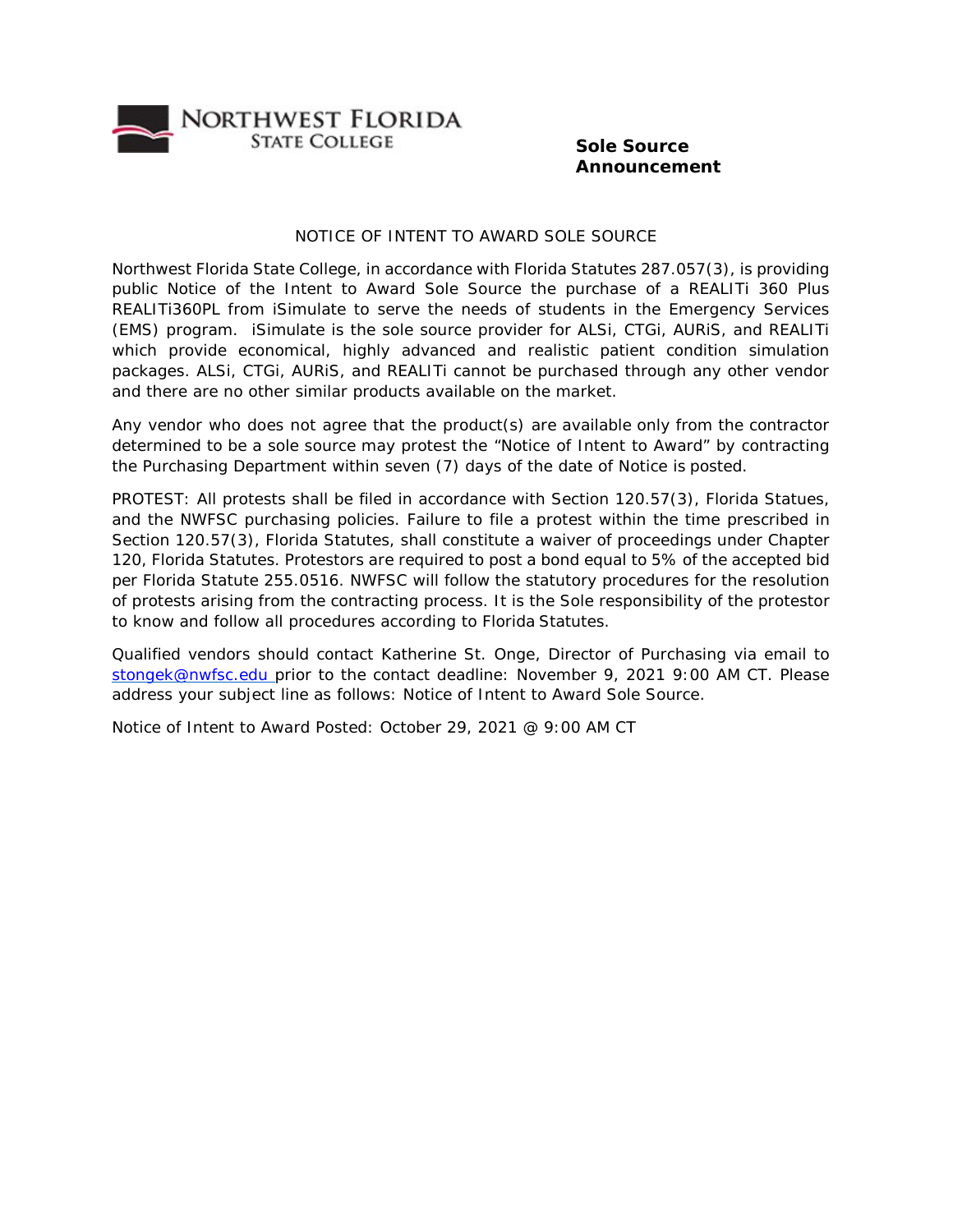**NORTHWEST FLORIDA STATE COLLEGE**

**Sole Source Announcement**

NOTICE OF INTENT TO AWARD SOLE SOURCE

Northwest Florida State College, in accordance with Florida Statutes 287.057(3), is providing public Notice of the Intent to Award Sole Source the purchase of a REALITi 360 Plus REALITi360PL from iSimulate to serve the needs of students in the Emergency Services (EMS) program. iSimulate is the sole source provider for ALSi, CTGi, AURiS, and REALITi which provide economical, highly advanced and realistic patient condition simulation packages. ALSi, CTGi, AURiS, and REALITi cannot be purchased through any other vendor and there are no other similar products available on the market.

Any vendor who does not agree that the product(s) are available only from the contractor determined to be a sole source may protest the "Notice of Intent to Award" by contracting the Purchasing Department within seven (7) days of the date of Notice is posted.

PROTEST: All protests shall be filed in accordance with Section 120.57(3), Florida Statues, and the NWFSC purchasing policies. Failure to file a protest within the time prescribed in Section 120.57(3), Florida Statutes, shall constitute a waiver of proceedings under Chapter 120, Florida Statutes. Protestors are required to post a bond equal to 5% of the accepted bid per Florida Statute 255.0516. NWFSC will follow the statutory procedures for the resolution of protests arising from the contracting process. It is the Sole responsibility of the protestor to know and follow all procedures according to Florida Statutes.

Qualified vendors should contact Katherine St. Onge, Director of Purchasing via email to stongek@nwfsc.edu prior to the contact deadline: November 9, 2021 9:00 AM CT. Please address your subject line as follows: Notice of Intent to Award Sole Source.

Notice of Intent to Award Posted: October 29, 2021 @ 9:00 AM CT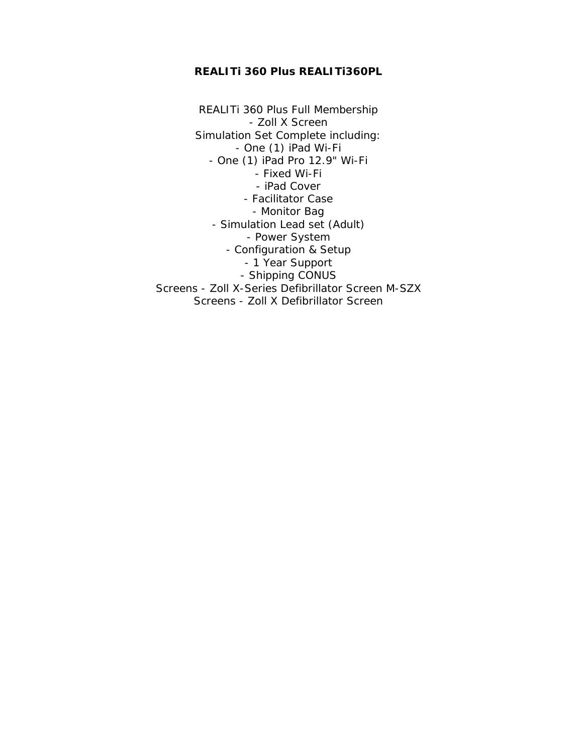**REALITi 360 Plus REALITi360PL**

REALITi 360 Plus Full Membership
- Zoll X Screen

Simulation Set Complete including:
- One (1) iPad Wi-Fi
- One (1) iPad Pro 12.9" Wi-Fi
- Fixed Wi-Fi
- iPad Cover
- Facilitator Case
- Monitor Bag
- Simulation Lead set (Adult)
- Power System
- Configuration & Setup
- 1 Year Support
- Shipping CONUS

Screens - Zoll X-Series Defibrillator Screen M-SZX

Screens - Zoll X Defibrillator Screen